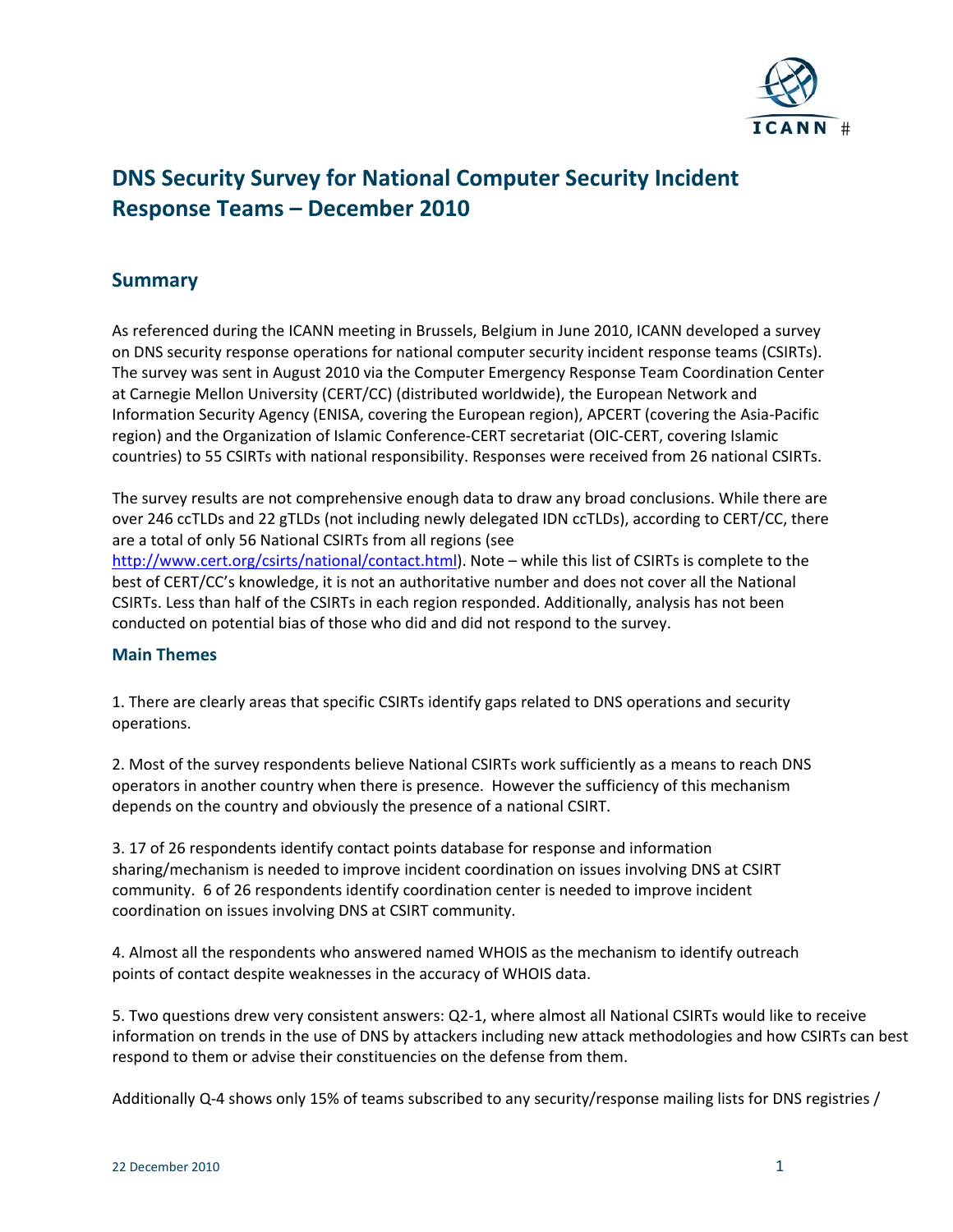# DNS Security Survey for National Computer Security Incident Response Teams – December 2010

## Summary

As referenced during the ICANN meeting in Brussels, Belgium in June 2010, ICANN developed a survey on DNS security response operations for national computer security incident response teams (CSIRTs). The survey was sent in August 2010 via the Computer Emergency Response Team Coordination Center at Carnegie Mellon University (CERT/CC) (distributed worldwide), the European Network and Information Security Agency (ENISA, covering the European region), APCERT (covering the Asia-Pacific region) and the Organization of Islamic Conference-CERT secretariat (OIC-CERT, covering Islamic countries) to 55 CSIRTs with national responsibility. Responses were received from 26 national CSIRTs.

The survey results are not comprehensive enough data to draw any broad conclusions. While there are over 246 ccTLDs and 22 gTLDs (not including newly delegated IDN ccTLDs), according to CERT/CC, there are a total of only 56 National CSIRTs from all regions (see http://www.cert.org/csirts/national/contact.html). Note – while this list of CSIRTs is complete to the best of CERT/CC's knowledge, it is not an authoritative number and does not cover all the National CSIRTs. Less than half of the CSIRTs in each region responded. Additionally, analysis has not been conducted on potential bias of those who did and did not respond to the survey.

### Main Themes

1. There are clearly areas that specific CSIRTs identify gaps related to DNS operations and security operations.

2. Most of the survey respondents believe National CSIRTs work sufficiently as a means to reach DNS operators in another country when there is presence. However the sufficiency of this mechanism depends on the country and obviously the presence of a national CSIRT.

3. 17 of 26 respondents identify contact points database for response and information sharing/mechanism is needed to improve incident coordination on issues involving DNS at CSIRT community. 6 of 26 respondents identify coordination center is needed to improve incident coordination on issues involving DNS at CSIRT community.

4. Almost all the respondents who answered named WHOIS as the mechanism to identify outreach points of contact despite weaknesses in the accuracy of WHOIS data.

5. Two questions drew very consistent answers: Q2-1, where almost all National CSIRTs would like to receive information on trends in the use of DNS by attackers including new attack methodologies and how CSIRTs can best respond to them or advise their constituencies on the defense from them.

Additionally Q-4 shows only 15% of teams subscribed to any security/response mailing lists for DNS registries /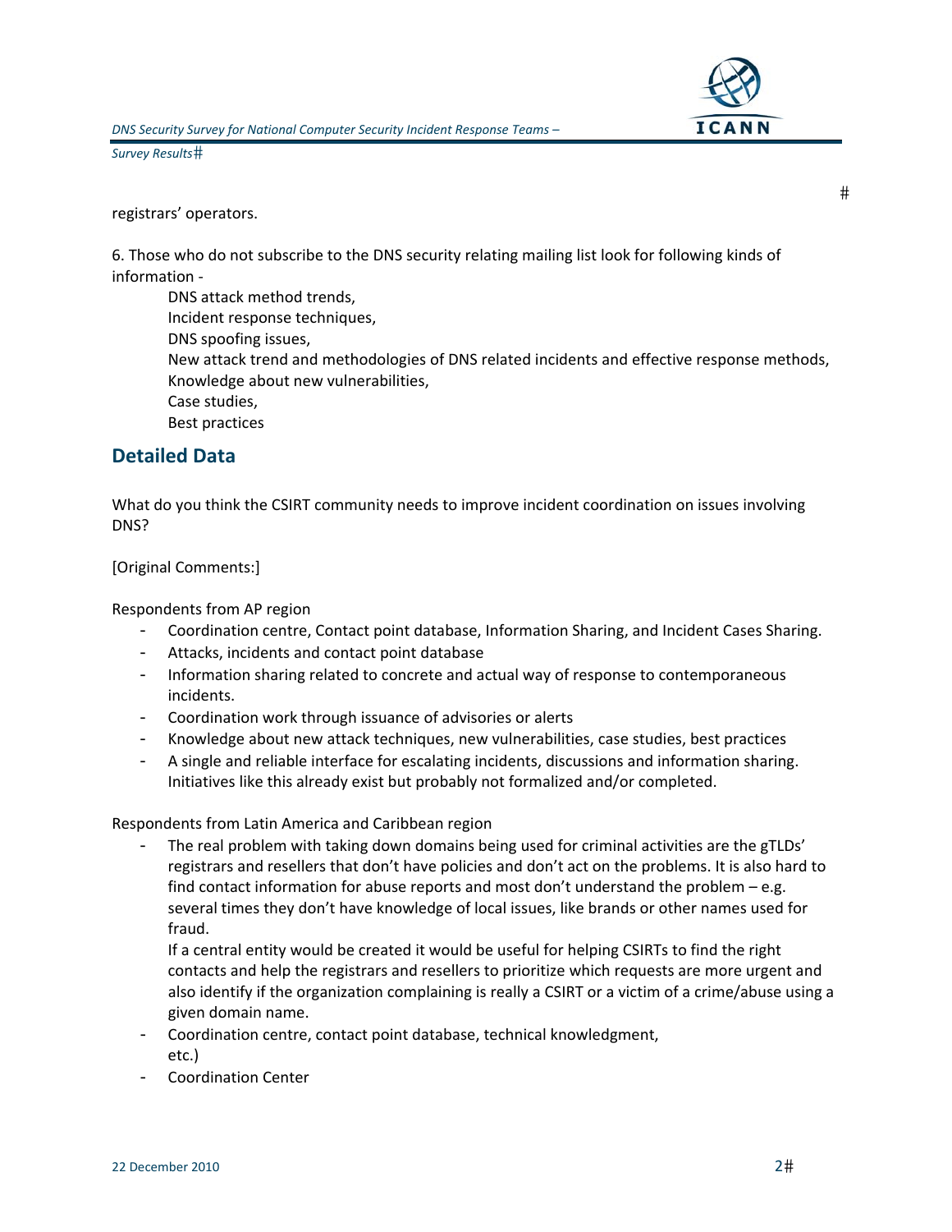registrars' operators.

6. Those who do not subscribe to the DNS security relating mailing list look for following kinds of information -

DNS attack method trends,
Incident response techniques,
DNS spoofing issues,
New attack trend and methodologies of DNS related incidents and effective response methods,
Knowledge about new vulnerabilities,
Case studies,
Best practices

## Detailed Data

What do you think the CSIRT community needs to improve incident coordination on issues involving DNS?

[Original Comments:]

Respondents from AP region

- Coordination centre, Contact point database, Information Sharing, and Incident Cases Sharing.
- Attacks, incidents and contact point database
- Information sharing related to concrete and actual way of response to contemporaneous incidents.
- Coordination work through issuance of advisories or alerts
- Knowledge about new attack techniques, new vulnerabilities, case studies, best practices
- A single and reliable interface for escalating incidents, discussions and information sharing. Initiatives like this already exist but probably not formalized and/or completed.

Respondents from Latin America and Caribbean region

- The real problem with taking down domains being used for criminal activities are the gTLDs' registrars and resellers that don't have policies and don't act on the problems. It is also hard to find contact information for abuse reports and most don't understand the problem – e.g. several times they don't have knowledge of local issues, like brands or other names used for fraud.

  If a central entity would be created it would be useful for helping CSIRTs to find the right contacts and help the registrars and resellers to prioritize which requests are more urgent and also identify if the organization complaining is really a CSIRT or a victim of a crime/abuse using a given domain name.
- Coordination centre, contact point database, technical knowledgment, etc.)
- Coordination Center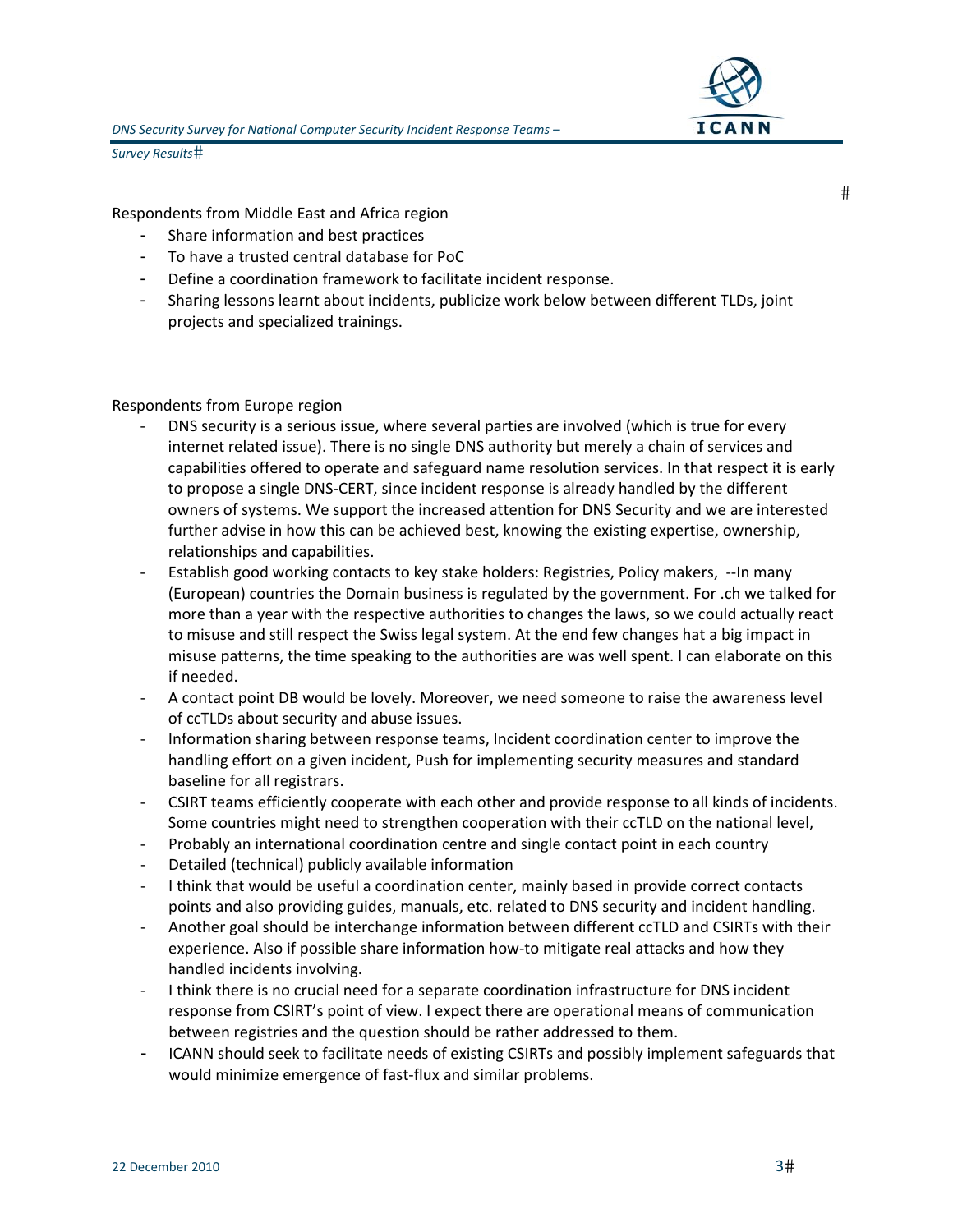Respondents from Middle East and Africa region

- Share information and best practices
- To have a trusted central database for PoC
- Define a coordination framework to facilitate incident response.
- Sharing lessons learnt about incidents, publicize work below between different TLDs, joint projects and specialized trainings.

Respondents from Europe region

- DNS security is a serious issue, where several parties are involved (which is true for every internet related issue). There is no single DNS authority but merely a chain of services and capabilities offered to operate and safeguard name resolution services. In that respect it is early to propose a single DNS-CERT, since incident response is already handled by the different owners of systems. We support the increased attention for DNS Security and we are interested further advise in how this can be achieved best, knowing the existing expertise, ownership, relationships and capabilities.
- Establish good working contacts to key stake holders: Registries, Policy makers, --In many (European) countries the Domain business is regulated by the government. For .ch we talked for more than a year with the respective authorities to changes the laws, so we could actually react to misuse and still respect the Swiss legal system. At the end few changes hat a big impact in misuse patterns, the time speaking to the authorities are was well spent. I can elaborate on this if needed.
- A contact point DB would be lovely. Moreover, we need someone to raise the awareness level of ccTLDs about security and abuse issues.
- Information sharing between response teams, Incident coordination center to improve the handling effort on a given incident, Push for implementing security measures and standard baseline for all registrars.
- CSIRT teams efficiently cooperate with each other and provide response to all kinds of incidents. Some countries might need to strengthen cooperation with their ccTLD on the national level,
- Probably an international coordination centre and single contact point in each country
- Detailed (technical) publicly available information
- I think that would be useful a coordination center, mainly based in provide correct contacts points and also providing guides, manuals, etc. related to DNS security and incident handling.
- Another goal should be interchange information between different ccTLD and CSIRTs with their experience. Also if possible share information how-to mitigate real attacks and how they handled incidents involving.
- I think there is no crucial need for a separate coordination infrastructure for DNS incident response from CSIRT's point of view. I expect there are operational means of communication between registries and the question should be rather addressed to them.
- ICANN should seek to facilitate needs of existing CSIRTs and possibly implement safeguards that would minimize emergence of fast-flux and similar problems.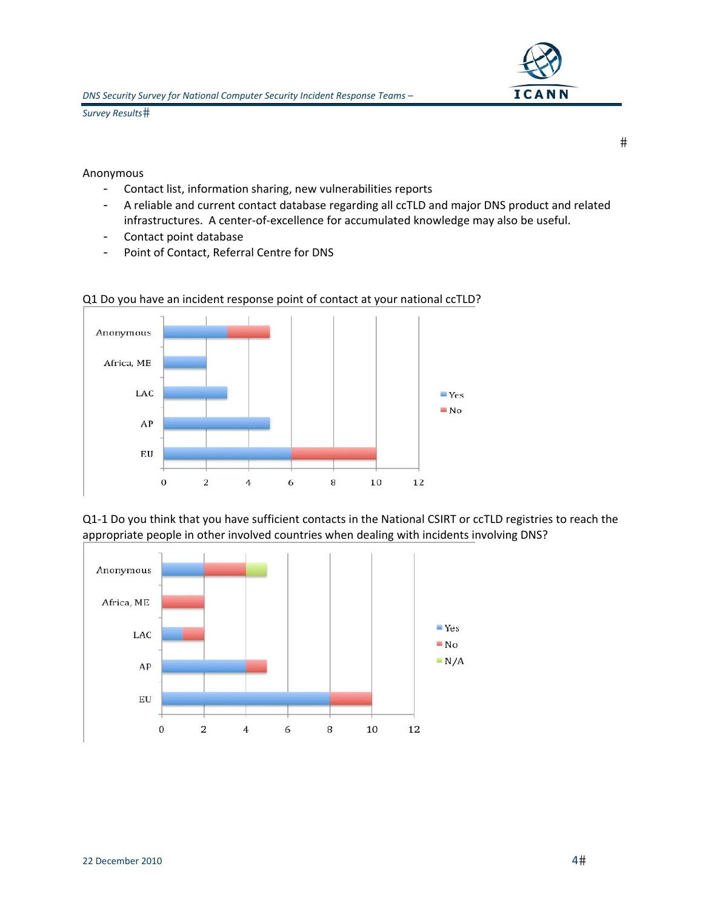Anonymous

- Contact list, information sharing, new vulnerabilities reports
- A reliable and current contact database regarding all ccTLD and major DNS product and related infrastructures. A center-of-excellence for accumulated knowledge may also be useful.
- Contact point database
- Point of Contact, Referral Centre for DNS

Q1 Do you have an incident response point of contact at your national ccTLD?

| Region | Yes | No |
|---|---|---|
| Anonymous | 3 | 2 |
| Africa, ME | 2 | 0 |
| LAC | 3 | 0 |
| AP | 5 | 0 |
| EU | 6 | 4 |

Q1-1 Do you think that you have sufficient contacts in the National CSIRT or ccTLD registries to reach the appropriate people in other involved countries when dealing with incidents involving DNS?

| Region | Yes | No | N/A |
|---|---|---|---|
| Anonymous | 2 | 2 | 1 |
| Africa, ME | 0 | 2 | 0 |
| LAC | 1 | 1 | 0 |
| AP | 4 | 1 | 0 |
| EU | 8 | 2 | 0 |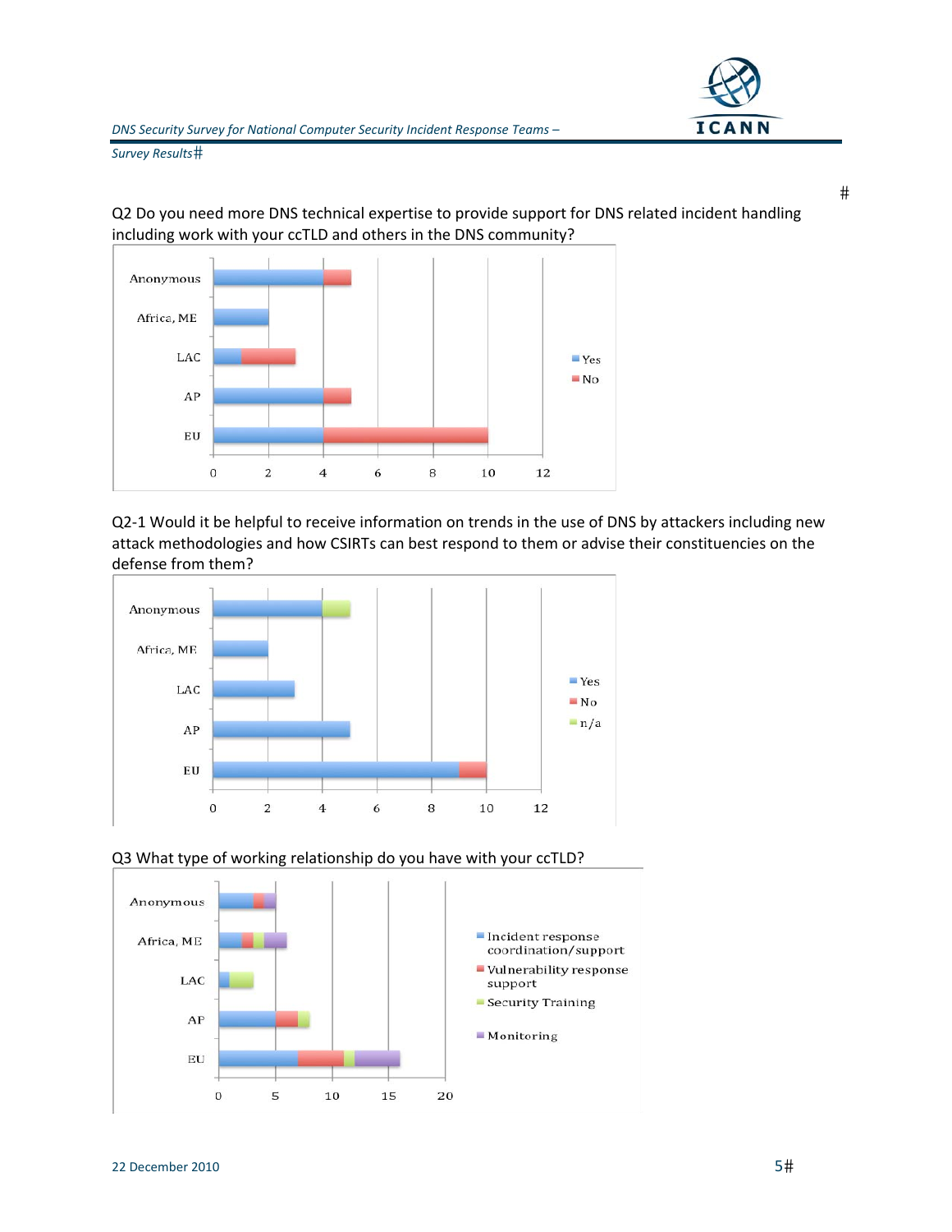Q2 Do you need more DNS technical expertise to provide support for DNS related incident handling including work with your ccTLD and others in the DNS community?

| | Yes | No |
|---|---|---|
| Anonymous | 4 | 1 |
| Africa, ME | 2 | 0 |
| LAC | 1 | 2 |
| AP | 4 | 1 |
| EU | 4 | 6 |

Q2-1 Would it be helpful to receive information on trends in the use of DNS by attackers including new attack methodologies and how CSIRTs can best respond to them or advise their constituencies on the defense from them?

| | Yes | No | n/a |
|---|---|---|---|
| Anonymous | 4 | 0 | 1 |
| Africa, ME | 2 | 0 | 0 |
| LAC | 3 | 0 | 0 |
| AP | 5 | 0 | 0 |
| EU | 9 | 1 | 0 |

Q3 What type of working relationship do you have with your ccTLD?

| | Incident response coordination/support | Vulnerability response support | Security Training | Monitoring |
|---|---|---|---|---|
| Anonymous | 3 | 1 | 0 | 1 |
| Africa, ME | 2 | 1 | 1 | 2 |
| LAC | 1 | 0 | 2 | 0 |
| AP | 5 | 2 | 1 | 0 |
| EU | 7 | 4 | 1 | 4 |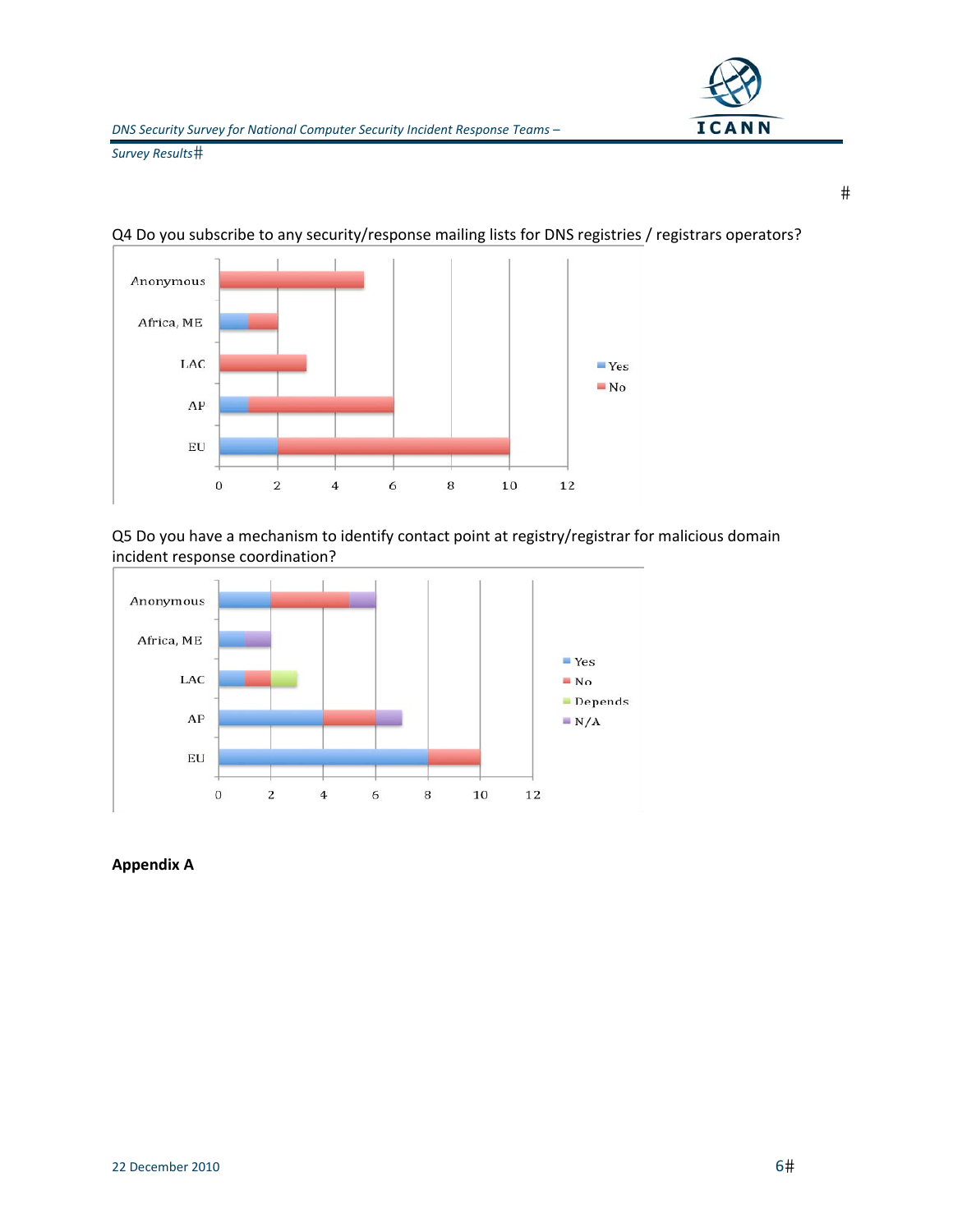Q4 Do you subscribe to any security/response mailing lists for DNS registries / registrars operators?

| Region | Yes | No |
|---|---|---|
| Anonymous | 0 | 5 |
| Africa, ME | 1 | 1 |
| LAC | 0 | 3 |
| AP | 1 | 5 |
| EU | 2 | 8 |

Q5 Do you have a mechanism to identify contact point at registry/registrar for malicious domain incident response coordination?

| Region | Yes | No | Depends | N/A |
|---|---|---|---|---|
| Anonymous | 2 | 3 | 0 | 1 |
| Africa, ME | 1 | 0 | 0 | 1 |
| LAC | 1 | 1 | 1 | 0 |
| AP | 4 | 2 | 0 | 1 |
| EU | 8 | 2 | 0 | 0 |

**Appendix A**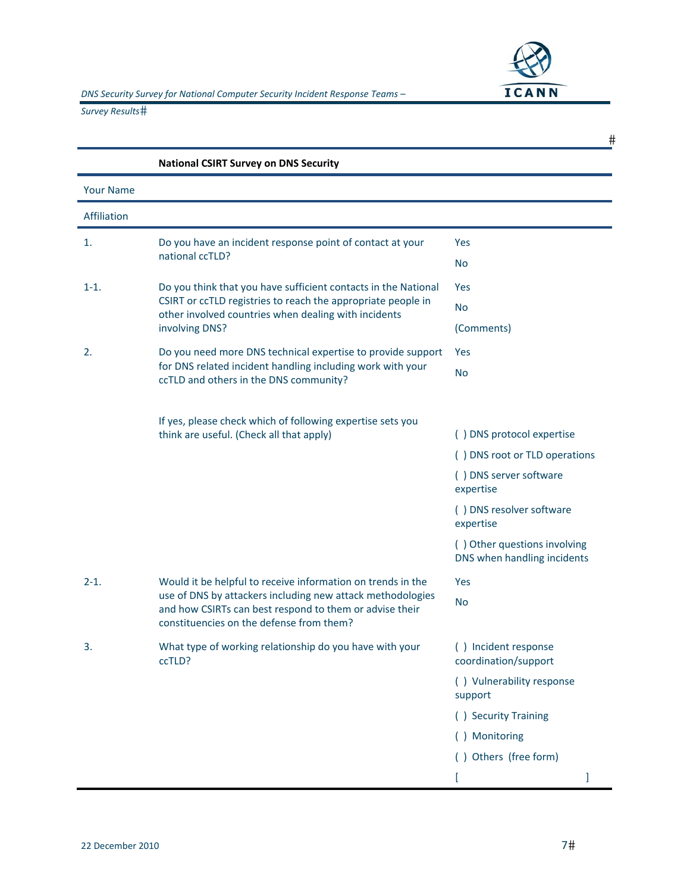**National CSIRT Survey on DNS Security**

| | | |
|---|---|---|
| Your Name | | |
| Affiliation | | |
| 1. | Do you have an incident response point of contact at your national ccTLD? | Yes<br>No |
| 1-1. | Do you think that you have sufficient contacts in the National CSIRT or ccTLD registries to reach the appropriate people in other involved countries when dealing with incidents involving DNS? | Yes<br>No<br>(Comments) |
| 2. | Do you need more DNS technical expertise to provide support for DNS related incident handling including work with your ccTLD and others in the DNS community? | Yes<br>No |
| | If yes, please check which of following expertise sets you think are useful. (Check all that apply) | ( ) DNS protocol expertise<br>( ) DNS root or TLD operations<br>( ) DNS server software expertise<br>( ) DNS resolver software expertise<br>( ) Other questions involving DNS when handling incidents |
| 2-1. | Would it be helpful to receive information on trends in the use of DNS by attackers including new attack methodologies and how CSIRTs can best respond to them or advise their constituencies on the defense from them? | Yes<br>No |
| 3. | What type of working relationship do you have with your ccTLD? | ( ) Incident response coordination/support<br>( ) Vulnerability response support<br>( ) Security Training<br>( ) Monitoring<br>( ) Others (free form)<br>[ ] |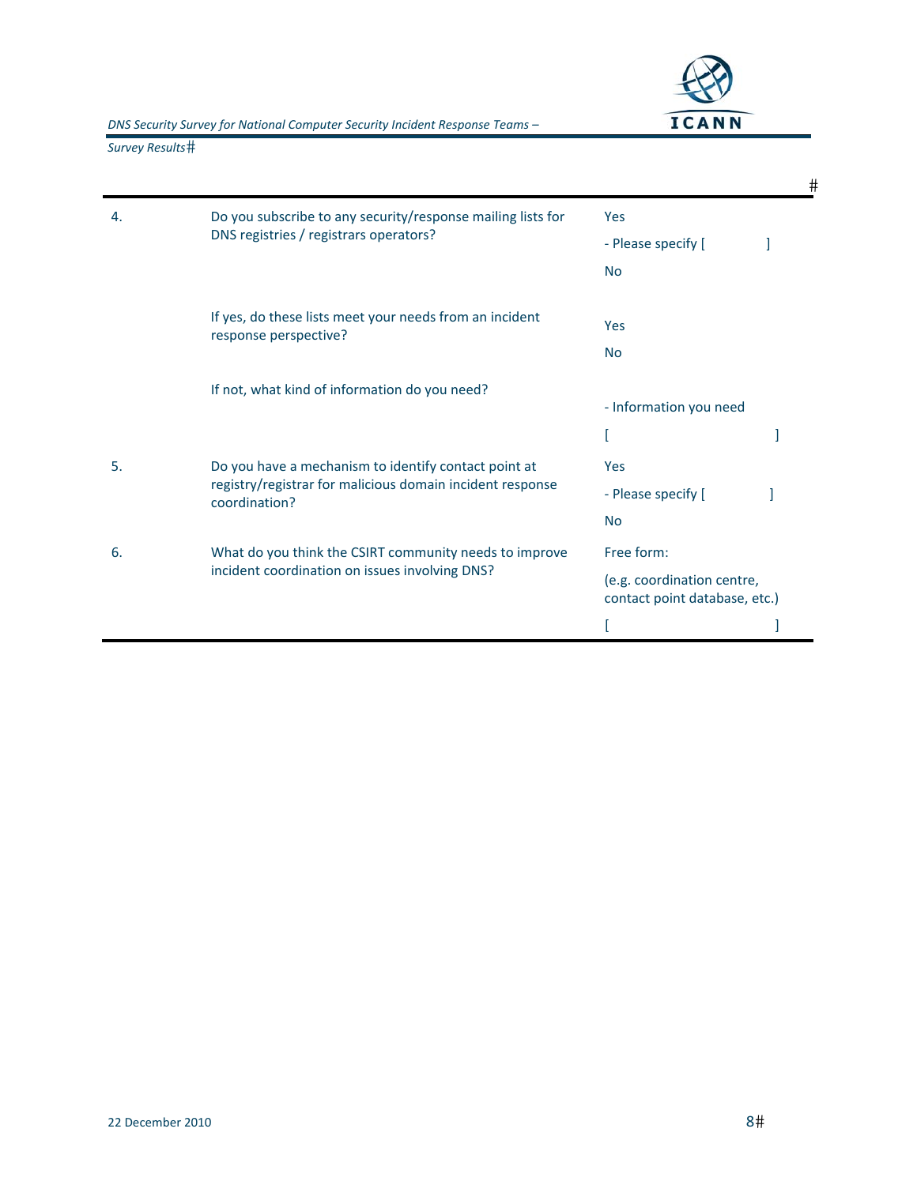| | | |
|---|---|---|
| 4. | Do you subscribe to any security/response mailing lists for DNS registries / registrars operators? | Yes<br>- Please specify [ ]<br>No |
| | If yes, do these lists meet your needs from an incident response perspective? | Yes<br>No |
| | If not, what kind of information do you need? | - Information you need<br>[ ] |
| 5. | Do you have a mechanism to identify contact point at registry/registrar for malicious domain incident response coordination? | Yes<br>- Please specify [ ]<br>No |
| 6. | What do you think the CSIRT community needs to improve incident coordination on issues involving DNS? | Free form:<br>(e.g. coordination centre, contact point database, etc.)<br>[ ] |